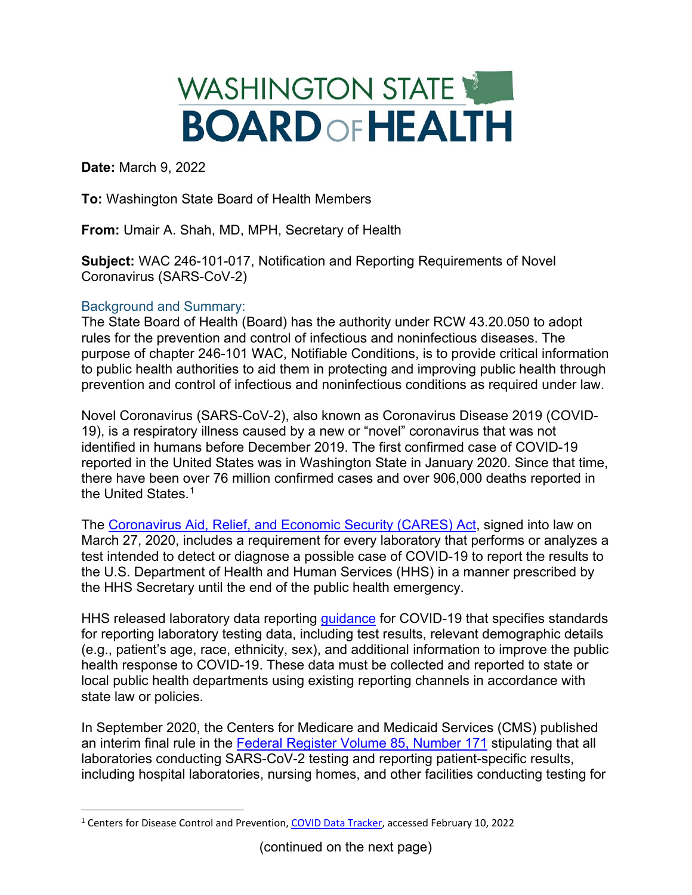# WASHINGTON STATE BOARD OF HEALTH

**Date:** March 9, 2022

**To:** Washington State Board of Health Members

**From:** Umair A. Shah, MD, MPH, Secretary of Health

**Subject:** WAC 246-101-017, Notification and Reporting Requirements of Novel Coronavirus (SARS-CoV-2)

## Background and Summary:

The State Board of Health (Board) has the authority under RCW 43.20.050 to adopt rules for the prevention and control of infectious and noninfectious diseases. The purpose of chapter 246-101 WAC, Notifiable Conditions, is to provide critical information to public health authorities to aid them in protecting and improving public health through prevention and control of infectious and noninfectious conditions as required under law.

Novel Coronavirus (SARS-CoV-2), also known as Coronavirus Disease 2019 (COVID-19), is a respiratory illness caused by a new or "novel" coronavirus that was not identified in humans before December 2019. The first confirmed case of COVID-19 reported in the United States was in Washington State in January 2020. Since that time, there have been over 76 million confirmed cases and over 906,000 deaths reported in the United States.[1]

The Coronavirus Aid, Relief, and Economic Security (CARES) Act, signed into law on March 27, 2020, includes a requirement for every laboratory that performs or analyzes a test intended to detect or diagnose a possible case of COVID-19 to report the results to the U.S. Department of Health and Human Services (HHS) in a manner prescribed by the HHS Secretary until the end of the public health emergency.

HHS released laboratory data reporting guidance for COVID-19 that specifies standards for reporting laboratory testing data, including test results, relevant demographic details (e.g., patient's age, race, ethnicity, sex), and additional information to improve the public health response to COVID-19. These data must be collected and reported to state or local public health departments using existing reporting channels in accordance with state law or policies.

In September 2020, the Centers for Medicare and Medicaid Services (CMS) published an interim final rule in the Federal Register Volume 85, Number 171 stipulating that all laboratories conducting SARS-CoV-2 testing and reporting patient-specific results, including hospital laboratories, nursing homes, and other facilities conducting testing for

---

[1] Centers for Disease Control and Prevention, COVID Data Tracker, accessed February 10, 2022

(continued on the next page)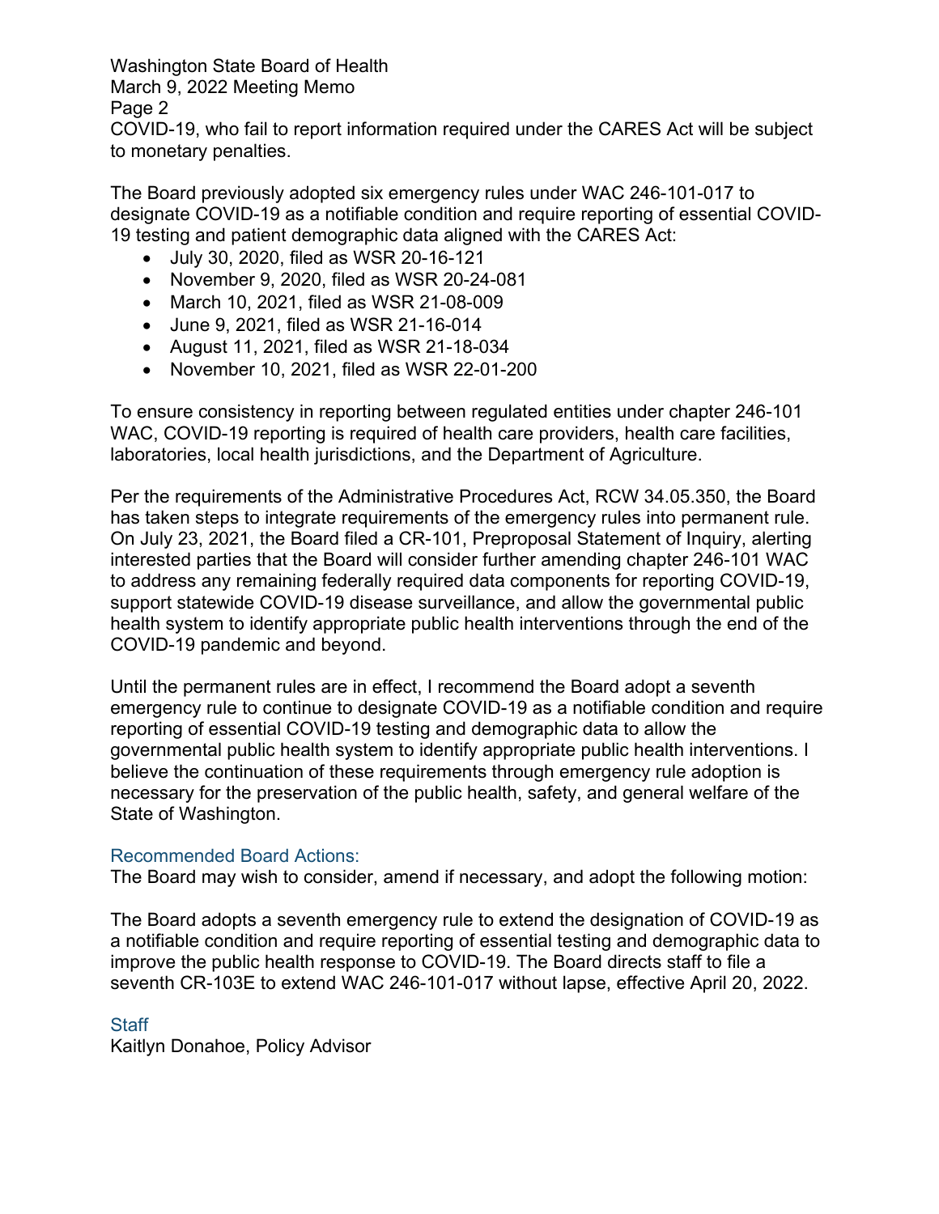COVID-19, who fail to report information required under the CARES Act will be subject to monetary penalties.

The Board previously adopted six emergency rules under WAC 246-101-017 to designate COVID-19 as a notifiable condition and require reporting of essential COVID-19 testing and patient demographic data aligned with the CARES Act:

- July 30, 2020, filed as WSR 20-16-121
- November 9, 2020, filed as WSR 20-24-081
- March 10, 2021, filed as WSR 21-08-009
- June 9, 2021, filed as WSR 21-16-014
- August 11, 2021, filed as WSR 21-18-034
- November 10, 2021, filed as WSR 22-01-200

To ensure consistency in reporting between regulated entities under chapter 246-101 WAC, COVID-19 reporting is required of health care providers, health care facilities, laboratories, local health jurisdictions, and the Department of Agriculture.

Per the requirements of the Administrative Procedures Act, RCW 34.05.350, the Board has taken steps to integrate requirements of the emergency rules into permanent rule. On July 23, 2021, the Board filed a CR-101, Preproposal Statement of Inquiry, alerting interested parties that the Board will consider further amending chapter 246-101 WAC to address any remaining federally required data components for reporting COVID-19, support statewide COVID-19 disease surveillance, and allow the governmental public health system to identify appropriate public health interventions through the end of the COVID-19 pandemic and beyond.

Until the permanent rules are in effect, I recommend the Board adopt a seventh emergency rule to continue to designate COVID-19 as a notifiable condition and require reporting of essential COVID-19 testing and demographic data to allow the governmental public health system to identify appropriate public health interventions. I believe the continuation of these requirements through emergency rule adoption is necessary for the preservation of the public health, safety, and general welfare of the State of Washington.

## Recommended Board Actions:

The Board may wish to consider, amend if necessary, and adopt the following motion:

The Board adopts a seventh emergency rule to extend the designation of COVID-19 as a notifiable condition and require reporting of essential testing and demographic data to improve the public health response to COVID-19. The Board directs staff to file a seventh CR-103E to extend WAC 246-101-017 without lapse, effective April 20, 2022.

## Staff

Kaitlyn Donahoe, Policy Advisor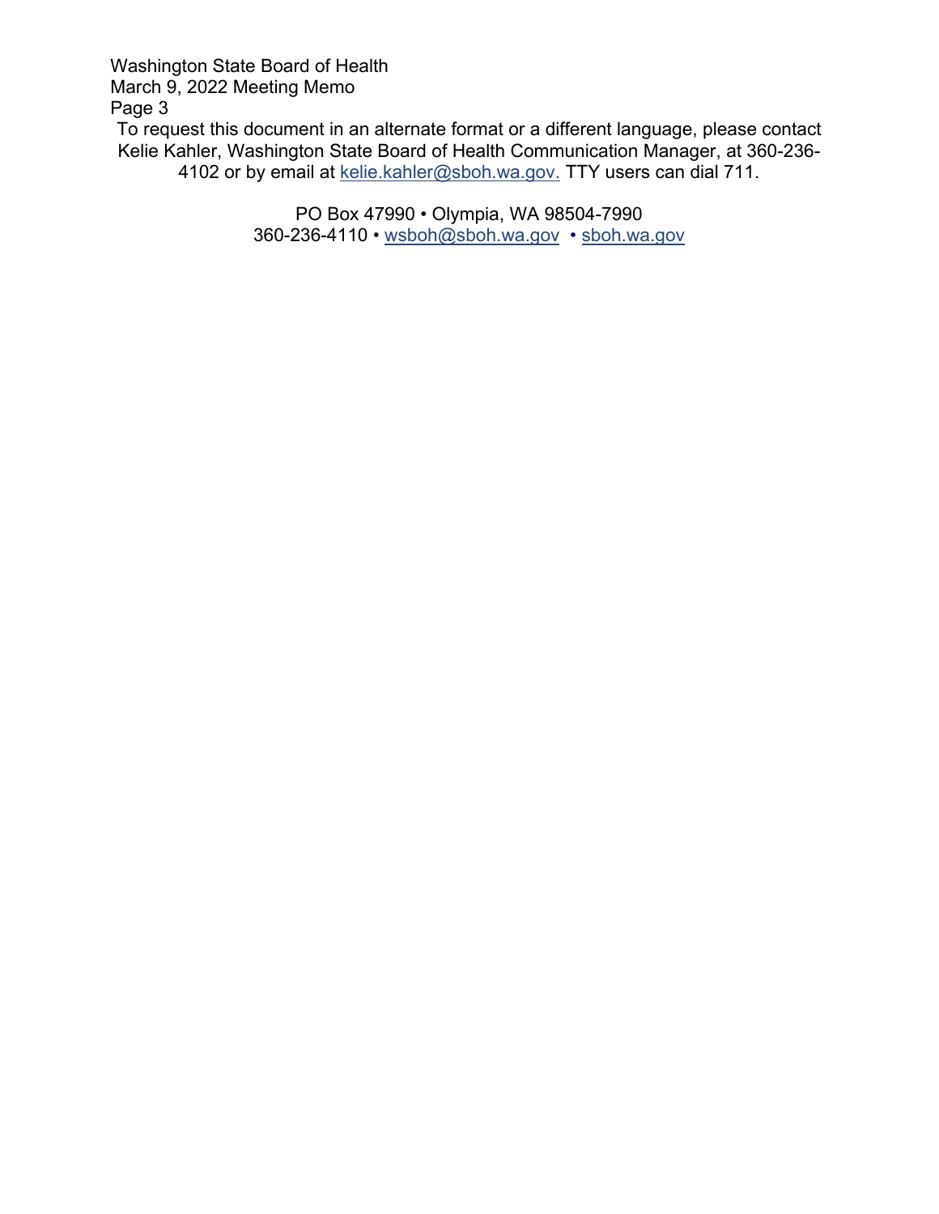To request this document in an alternate format or a different language, please contact Kelie Kahler, Washington State Board of Health Communication Manager, at 360-236-4102 or by email at kelie.kahler@sboh.wa.gov. TTY users can dial 711.

PO Box 47990 • Olympia, WA 98504-7990
360-236-4110 • wsboh@sboh.wa.gov • sboh.wa.gov